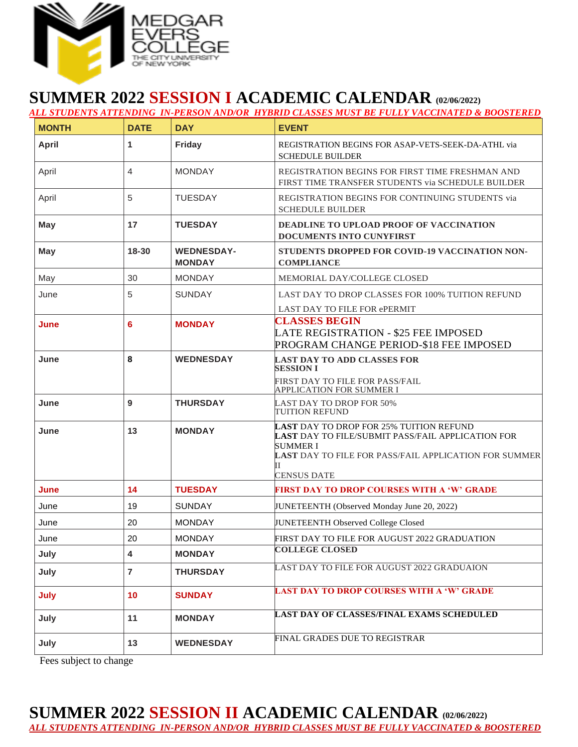MEDGAR EVERS COLLEGE
THE CITY UNIVERSITY OF NEW YORK

# SUMMER 2022 SESSION I ACADEMIC CALENDAR (02/06/2022)

***ALL STUDENTS ATTENDING IN-PERSON AND/OR HYBRID CLASSES MUST BE FULLY VACCINATED & BOOSTERED***

| MONTH | DATE | DAY | EVENT |
|---|---|---|---|
| **April** | **1** | **Friday** | REGISTRATION BEGINS FOR ASAP-VETS-SEEK-DA-ATHL via SCHEDULE BUILDER |
| April | 4 | MONDAY | REGISTRATION BEGINS FOR FIRST TIME FRESHMAN AND FIRST TIME TRANSFER STUDENTS via SCHEDULE BUILDER |
| April | 5 | TUESDAY | REGISTRATION BEGINS FOR CONTINUING STUDENTS via SCHEDULE BUILDER |
| **May** | **17** | **TUESDAY** | **DEADLINE TO UPLOAD PROOF OF VACCINATION DOCUMENTS INTO CUNYFIRST** |
| **May** | **18-30** | **WEDNESDAY-MONDAY** | **STUDENTS DROPPED FOR COVID-19 VACCINATION NON-COMPLIANCE** |
| May | 30 | MONDAY | MEMORIAL DAY/COLLEGE CLOSED |
| June | 5 | SUNDAY | LAST DAY TO DROP CLASSES FOR 100% TUITION REFUND<br>LAST DAY TO FILE FOR ePERMIT |
| **June** | **6** | **MONDAY** | **CLASSES BEGIN**<br>LATE REGISTRATION - $25 FEE IMPOSED<br>PROGRAM CHANGE PERIOD-$18 FEE IMPOSED |
| **June** | **8** | **WEDNESDAY** | **LAST DAY TO ADD CLASSES FOR SESSION I**<br>FIRST DAY TO FILE FOR PASS/FAIL APPLICATION FOR SUMMER I |
| **June** | **9** | **THURSDAY** | LAST DAY TO DROP FOR 50% TUITION REFUND |
| **June** | **13** | **MONDAY** | **LAST** DAY TO DROP FOR 25% TUITION REFUND<br>**LAST** DAY TO FILE/SUBMIT PASS/FAIL APPLICATION FOR SUMMER I<br>**LAST** DAY TO FILE FOR PASS/FAIL APPLICATION FOR SUMMER II<br>CENSUS DATE |
| **June** | **14** | **TUESDAY** | **FIRST DAY TO DROP COURSES WITH A 'W' GRADE** |
| June | 19 | SUNDAY | JUNETEENTH (Observed Monday June 20, 2022) |
| June | 20 | MONDAY | JUNETEENTH Observed College Closed |
| June | 20 | MONDAY | FIRST DAY TO FILE FOR AUGUST 2022 GRADUATION |
| **July** | **4** | **MONDAY** | **COLLEGE CLOSED** |
| **July** | **7** | **THURSDAY** | LAST DAY TO FILE FOR AUGUST 2022 GRADUAION |
| **July** | **10** | **SUNDAY** | **LAST DAY TO DROP COURSES WITH A 'W' GRADE** |
| **July** | **11** | **MONDAY** | **LAST DAY OF CLASSES/FINAL EXAMS SCHEDULED** |
| **July** | **13** | **WEDNESDAY** | FINAL GRADES DUE TO REGISTRAR |

Fees subject to change

# SUMMER 2022 SESSION II ACADEMIC CALENDAR (02/06/2022)

***ALL STUDENTS ATTENDING IN-PERSON AND/OR HYBRID CLASSES MUST BE FULLY VACCINATED & BOOSTERED***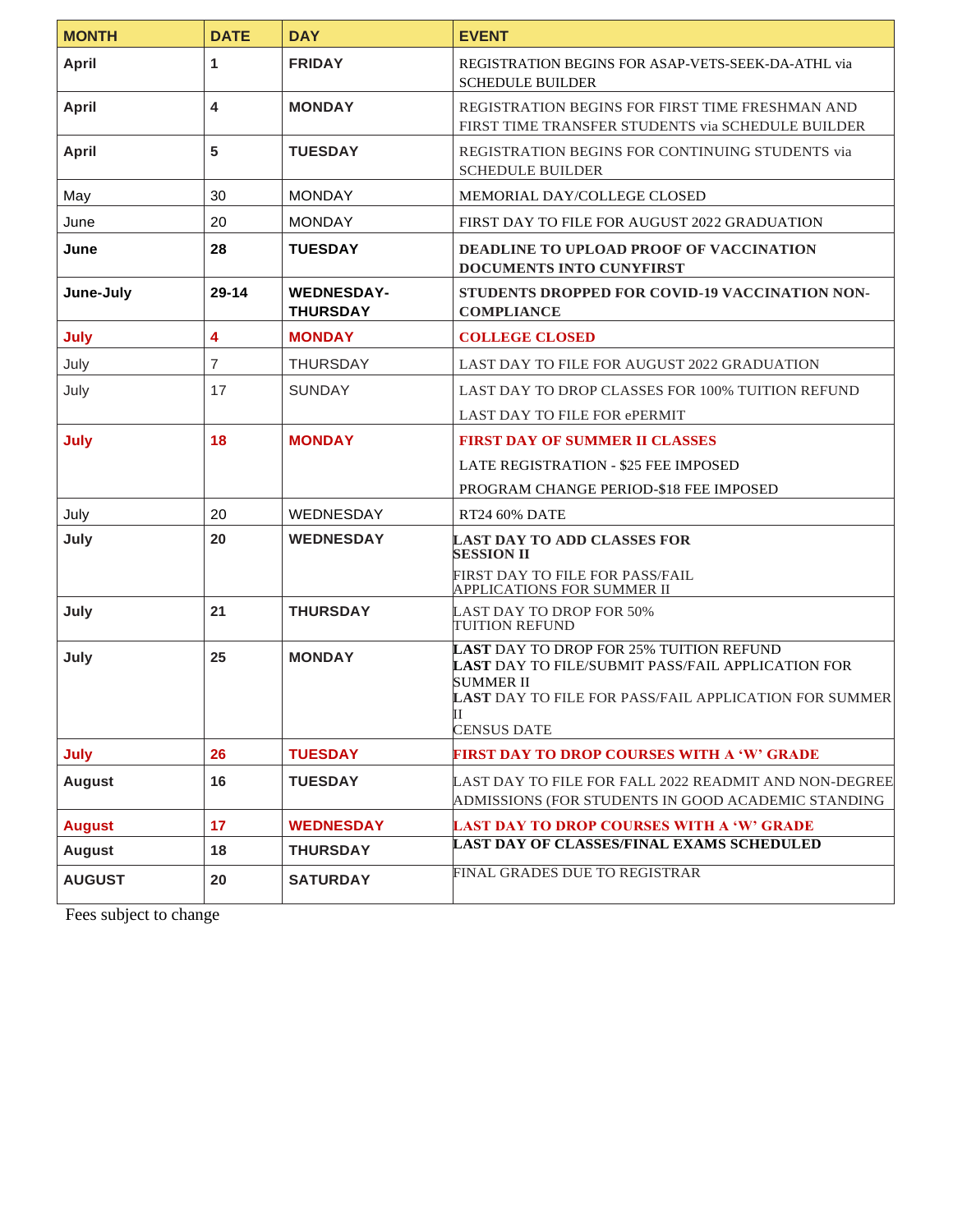| MONTH | DATE | DAY | EVENT |
| --- | --- | --- | --- |
| **April** | **1** | **FRIDAY** | REGISTRATION BEGINS FOR ASAP-VETS-SEEK-DA-ATHL via SCHEDULE BUILDER |
| **April** | **4** | **MONDAY** | REGISTRATION BEGINS FOR FIRST TIME FRESHMAN AND FIRST TIME TRANSFER STUDENTS via SCHEDULE BUILDER |
| **April** | **5** | **TUESDAY** | REGISTRATION BEGINS FOR CONTINUING STUDENTS via SCHEDULE BUILDER |
| May | 30 | MONDAY | MEMORIAL DAY/COLLEGE CLOSED |
| June | 20 | MONDAY | FIRST DAY TO FILE FOR AUGUST 2022 GRADUATION |
| **June** | **28** | **TUESDAY** | **DEADLINE TO UPLOAD PROOF OF VACCINATION DOCUMENTS INTO CUNYFIRST** |
| **June-July** | **29-14** | **WEDNESDAY-THURSDAY** | **STUDENTS DROPPED FOR COVID-19 VACCINATION NON-COMPLIANCE** |
| **July** | **4** | **MONDAY** | **COLLEGE CLOSED** |
| July | 7 | THURSDAY | LAST DAY TO FILE FOR AUGUST 2022 GRADUATION |
| July | 17 | SUNDAY | LAST DAY TO DROP CLASSES FOR 100% TUITION REFUND<br>LAST DAY TO FILE FOR ePERMIT |
| **July** | **18** | **MONDAY** | **FIRST DAY OF SUMMER II CLASSES**<br>LATE REGISTRATION - $25 FEE IMPOSED<br>PROGRAM CHANGE PERIOD-$18 FEE IMPOSED |
| July | 20 | WEDNESDAY | RT24 60% DATE |
| **July** | **20** | **WEDNESDAY** | **LAST DAY TO ADD CLASSES FOR SESSION II**<br>FIRST DAY TO FILE FOR PASS/FAIL APPLICATIONS FOR SUMMER II |
| **July** | **21** | **THURSDAY** | LAST DAY TO DROP FOR 50% TUITION REFUND |
| **July** | **25** | **MONDAY** | **LAST** DAY TO DROP FOR 25% TUITION REFUND<br>**LAST** DAY TO FILE/SUBMIT PASS/FAIL APPLICATION FOR SUMMER II<br>**LAST** DAY TO FILE FOR PASS/FAIL APPLICATION FOR SUMMER II<br>CENSUS DATE |
| **July** | **26** | **TUESDAY** | **FIRST DAY TO DROP COURSES WITH A 'W' GRADE** |
| **August** | **16** | **TUESDAY** | LAST DAY TO FILE FOR FALL 2022 READMIT AND NON-DEGREE ADMISSIONS (FOR STUDENTS IN GOOD ACADEMIC STANDING |
| **August** | **17** | **WEDNESDAY** | **LAST DAY TO DROP COURSES WITH A 'W' GRADE** |
| **August** | **18** | **THURSDAY** | **LAST DAY OF CLASSES/FINAL EXAMS SCHEDULED** |
| **AUGUST** | **20** | **SATURDAY** | FINAL GRADES DUE TO REGISTRAR |

Fees subject to change